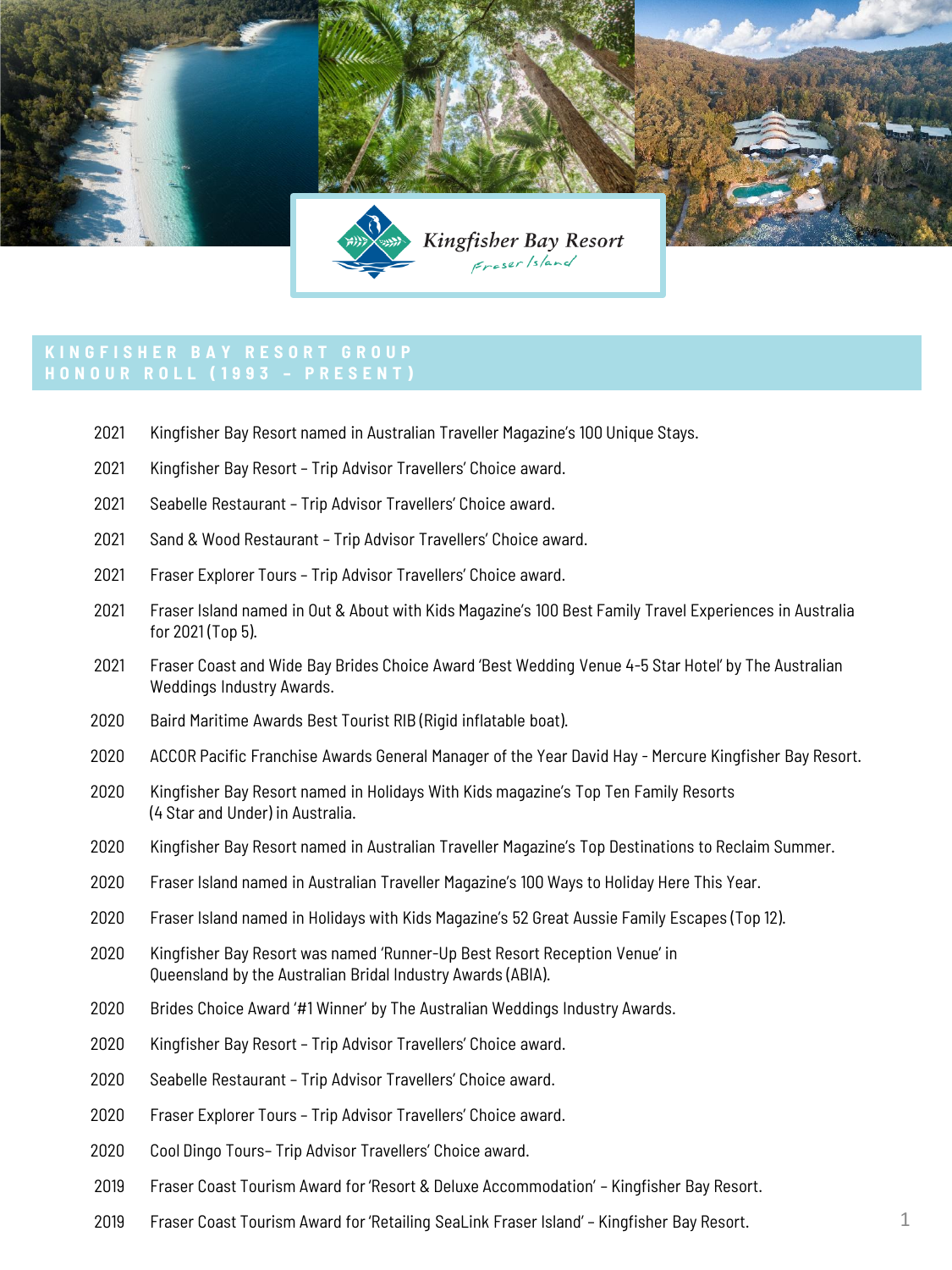Kingfisher Bay Resort
Fraser Island

# KINGFISHER BAY RESORT GROUP HONOUR ROLL (1993 – PRESENT)

2021 Kingfisher Bay Resort named in Australian Traveller Magazine's 100 Unique Stays.

2021 Kingfisher Bay Resort – Trip Advisor Travellers' Choice award.

2021 Seabelle Restaurant – Trip Advisor Travellers' Choice award.

2021 Sand & Wood Restaurant – Trip Advisor Travellers' Choice award.

2021 Fraser Explorer Tours – Trip Advisor Travellers' Choice award.

2021 Fraser Island named in Out & About with Kids Magazine's 100 Best Family Travel Experiences in Australia for 2021 (Top 5).

2021 Fraser Coast and Wide Bay Brides Choice Award 'Best Wedding Venue 4-5 Star Hotel' by The Australian Weddings Industry Awards.

2020 Baird Maritime Awards Best Tourist RIB (Rigid inflatable boat).

2020 ACCOR Pacific Franchise Awards General Manager of the Year David Hay - Mercure Kingfisher Bay Resort.

2020 Kingfisher Bay Resort named in Holidays With Kids magazine's Top Ten Family Resorts (4 Star and Under) in Australia.

2020 Kingfisher Bay Resort named in Australian Traveller Magazine's Top Destinations to Reclaim Summer.

2020 Fraser Island named in Australian Traveller Magazine's 100 Ways to Holiday Here This Year.

2020 Fraser Island named in Holidays with Kids Magazine's 52 Great Aussie Family Escapes (Top 12).

2020 Kingfisher Bay Resort was named 'Runner-Up Best Resort Reception Venue' in Queensland by the Australian Bridal Industry Awards (ABIA).

2020 Brides Choice Award '#1 Winner' by The Australian Weddings Industry Awards.

2020 Kingfisher Bay Resort – Trip Advisor Travellers' Choice award.

2020 Seabelle Restaurant – Trip Advisor Travellers' Choice award.

2020 Fraser Explorer Tours – Trip Advisor Travellers' Choice award.

2020 Cool Dingo Tours– Trip Advisor Travellers' Choice award.

2019 Fraser Coast Tourism Award for 'Resort & Deluxe Accommodation' – Kingfisher Bay Resort.

2019 Fraser Coast Tourism Award for 'Retailing SeaLink Fraser Island' – Kingfisher Bay Resort.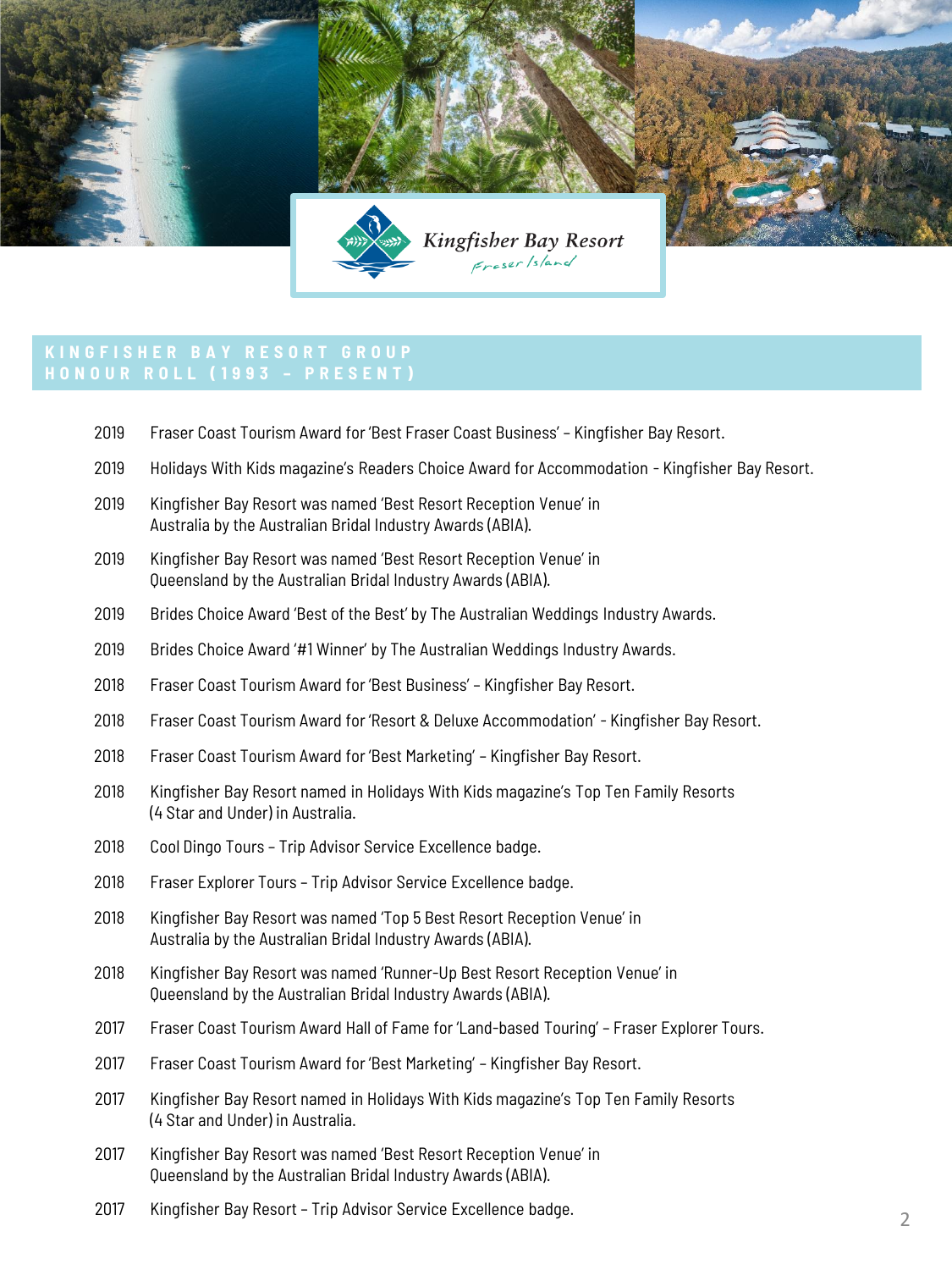Kingfisher Bay Resort
Fraser Island

## KINGFISHER BAY RESORT GROUP HONOUR ROLL (1993 – PRESENT)

| | |
|---|---|
| 2019 | Fraser Coast Tourism Award for 'Best Fraser Coast Business' – Kingfisher Bay Resort. |
| 2019 | Holidays With Kids magazine's Readers Choice Award for Accommodation - Kingfisher Bay Resort. |
| 2019 | Kingfisher Bay Resort was named 'Best Resort Reception Venue' in Australia by the Australian Bridal Industry Awards (ABIA). |
| 2019 | Kingfisher Bay Resort was named 'Best Resort Reception Venue' in Queensland by the Australian Bridal Industry Awards (ABIA). |
| 2019 | Brides Choice Award 'Best of the Best' by The Australian Weddings Industry Awards. |
| 2019 | Brides Choice Award '#1 Winner' by The Australian Weddings Industry Awards. |
| 2018 | Fraser Coast Tourism Award for 'Best Business' – Kingfisher Bay Resort. |
| 2018 | Fraser Coast Tourism Award for 'Resort & Deluxe Accommodation' - Kingfisher Bay Resort. |
| 2018 | Fraser Coast Tourism Award for 'Best Marketing' – Kingfisher Bay Resort. |
| 2018 | Kingfisher Bay Resort named in Holidays With Kids magazine's Top Ten Family Resorts (4 Star and Under) in Australia. |
| 2018 | Cool Dingo Tours – Trip Advisor Service Excellence badge. |
| 2018 | Fraser Explorer Tours – Trip Advisor Service Excellence badge. |
| 2018 | Kingfisher Bay Resort was named 'Top 5 Best Resort Reception Venue' in Australia by the Australian Bridal Industry Awards (ABIA). |
| 2018 | Kingfisher Bay Resort was named 'Runner-Up Best Resort Reception Venue' in Queensland by the Australian Bridal Industry Awards (ABIA). |
| 2017 | Fraser Coast Tourism Award Hall of Fame for 'Land-based Touring' – Fraser Explorer Tours. |
| 2017 | Fraser Coast Tourism Award for 'Best Marketing' – Kingfisher Bay Resort. |
| 2017 | Kingfisher Bay Resort named in Holidays With Kids magazine's Top Ten Family Resorts (4 Star and Under) in Australia. |
| 2017 | Kingfisher Bay Resort was named 'Best Resort Reception Venue' in Queensland by the Australian Bridal Industry Awards (ABIA). |
| 2017 | Kingfisher Bay Resort – Trip Advisor Service Excellence badge. |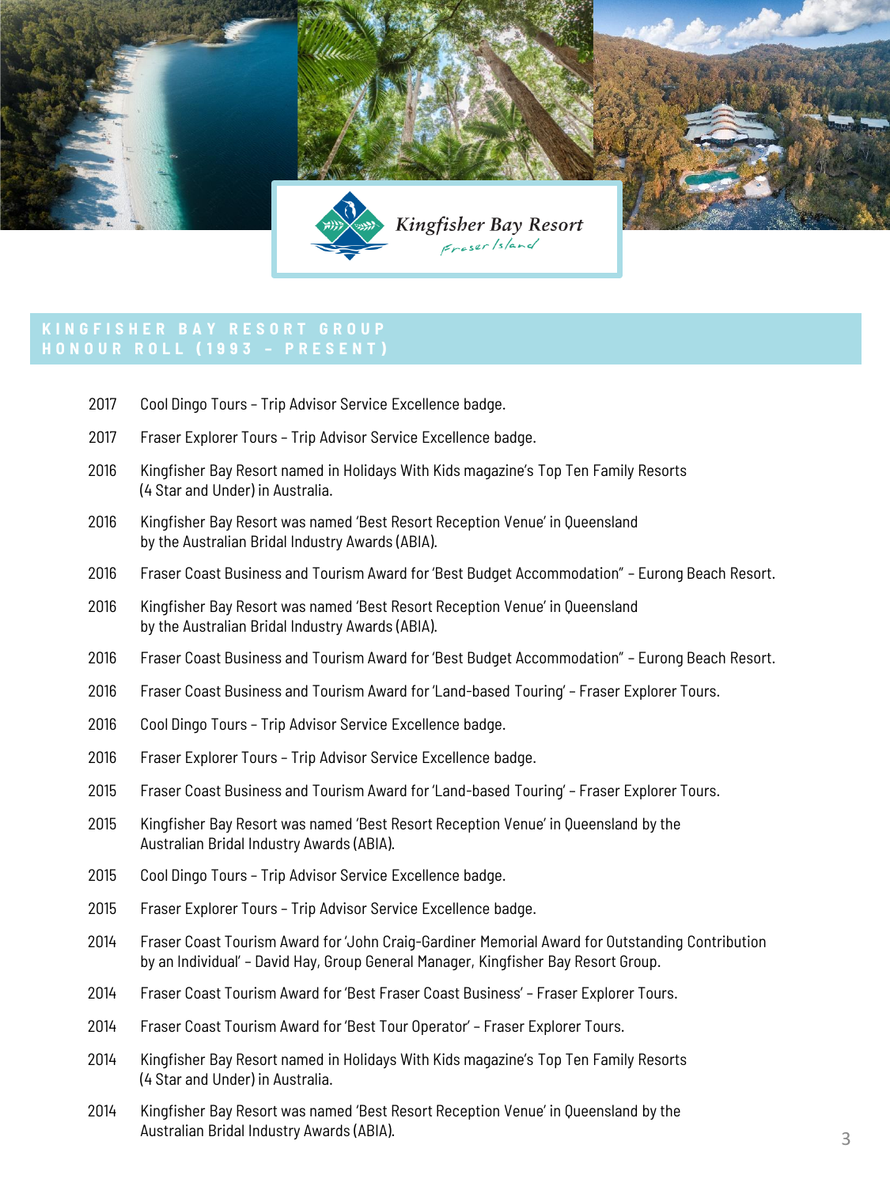Kingfisher Bay Resort

Fraser Island

## KINGFISHER BAY RESORT GROUP HONOUR ROLL (1993 – PRESENT)

| | |
|---|---|
| 2017 | Cool Dingo Tours – Trip Advisor Service Excellence badge. |
| 2017 | Fraser Explorer Tours – Trip Advisor Service Excellence badge. |
| 2016 | Kingfisher Bay Resort named in Holidays With Kids magazine's Top Ten Family Resorts (4 Star and Under) in Australia. |
| 2016 | Kingfisher Bay Resort was named 'Best Resort Reception Venue' in Queensland by the Australian Bridal Industry Awards (ABIA). |
| 2016 | Fraser Coast Business and Tourism Award for 'Best Budget Accommodation" – Eurong Beach Resort. |
| 2016 | Kingfisher Bay Resort was named 'Best Resort Reception Venue' in Queensland by the Australian Bridal Industry Awards (ABIA). |
| 2016 | Fraser Coast Business and Tourism Award for 'Best Budget Accommodation" – Eurong Beach Resort. |
| 2016 | Fraser Coast Business and Tourism Award for 'Land-based Touring' – Fraser Explorer Tours. |
| 2016 | Cool Dingo Tours – Trip Advisor Service Excellence badge. |
| 2016 | Fraser Explorer Tours – Trip Advisor Service Excellence badge. |
| 2015 | Fraser Coast Business and Tourism Award for 'Land-based Touring' – Fraser Explorer Tours. |
| 2015 | Kingfisher Bay Resort was named 'Best Resort Reception Venue' in Queensland by the Australian Bridal Industry Awards (ABIA). |
| 2015 | Cool Dingo Tours – Trip Advisor Service Excellence badge. |
| 2015 | Fraser Explorer Tours – Trip Advisor Service Excellence badge. |
| 2014 | Fraser Coast Tourism Award for 'John Craig-Gardiner Memorial Award for Outstanding Contribution by an Individual' – David Hay, Group General Manager, Kingfisher Bay Resort Group. |
| 2014 | Fraser Coast Tourism Award for 'Best Fraser Coast Business' – Fraser Explorer Tours. |
| 2014 | Fraser Coast Tourism Award for 'Best Tour Operator' – Fraser Explorer Tours. |
| 2014 | Kingfisher Bay Resort named in Holidays With Kids magazine's Top Ten Family Resorts (4 Star and Under) in Australia. |
| 2014 | Kingfisher Bay Resort was named 'Best Resort Reception Venue' in Queensland by the Australian Bridal Industry Awards (ABIA). |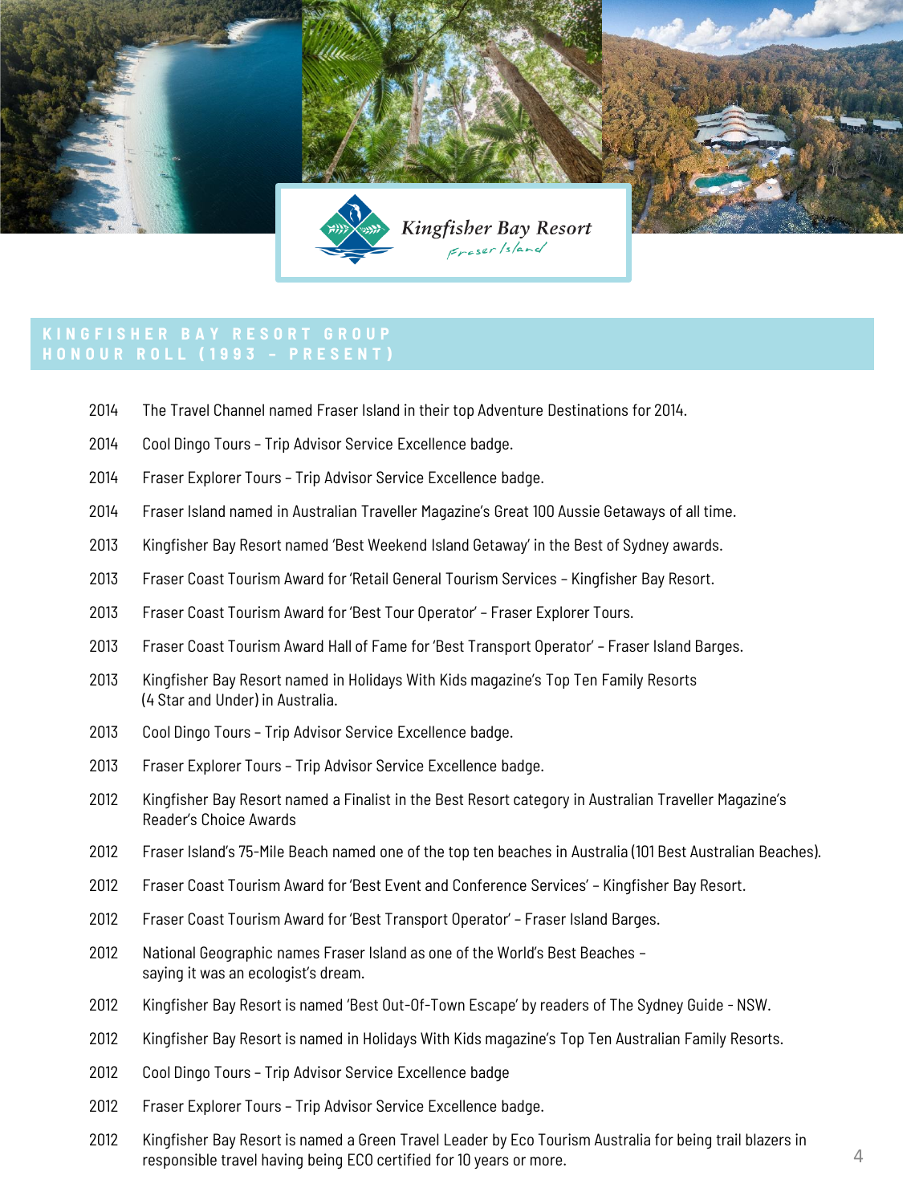Kingfisher Bay Resort

Fraser Island

## KINGFISHER BAY RESORT GROUP HONOUR ROLL (1993 – PRESENT)

2014 The Travel Channel named Fraser Island in their top Adventure Destinations for 2014.

2014 Cool Dingo Tours – Trip Advisor Service Excellence badge.

2014 Fraser Explorer Tours – Trip Advisor Service Excellence badge.

2014 Fraser Island named in Australian Traveller Magazine's Great 100 Aussie Getaways of all time.

2013 Kingfisher Bay Resort named 'Best Weekend Island Getaway' in the Best of Sydney awards.

2013 Fraser Coast Tourism Award for 'Retail General Tourism Services – Kingfisher Bay Resort.

2013 Fraser Coast Tourism Award for 'Best Tour Operator' – Fraser Explorer Tours.

2013 Fraser Coast Tourism Award Hall of Fame for 'Best Transport Operator' – Fraser Island Barges.

2013 Kingfisher Bay Resort named in Holidays With Kids magazine's Top Ten Family Resorts (4 Star and Under) in Australia.

2013 Cool Dingo Tours – Trip Advisor Service Excellence badge.

2013 Fraser Explorer Tours – Trip Advisor Service Excellence badge.

2012 Kingfisher Bay Resort named a Finalist in the Best Resort category in Australian Traveller Magazine's Reader's Choice Awards

2012 Fraser Island's 75-Mile Beach named one of the top ten beaches in Australia (101 Best Australian Beaches).

2012 Fraser Coast Tourism Award for 'Best Event and Conference Services' – Kingfisher Bay Resort.

2012 Fraser Coast Tourism Award for 'Best Transport Operator' – Fraser Island Barges.

2012 National Geographic names Fraser Island as one of the World's Best Beaches – saying it was an ecologist's dream.

2012 Kingfisher Bay Resort is named 'Best Out-Of-Town Escape' by readers of The Sydney Guide - NSW.

2012 Kingfisher Bay Resort is named in Holidays With Kids magazine's Top Ten Australian Family Resorts.

2012 Cool Dingo Tours – Trip Advisor Service Excellence badge

2012 Fraser Explorer Tours – Trip Advisor Service Excellence badge.

2012 Kingfisher Bay Resort is named a Green Travel Leader by Eco Tourism Australia for being trail blazers in responsible travel having being ECO certified for 10 years or more.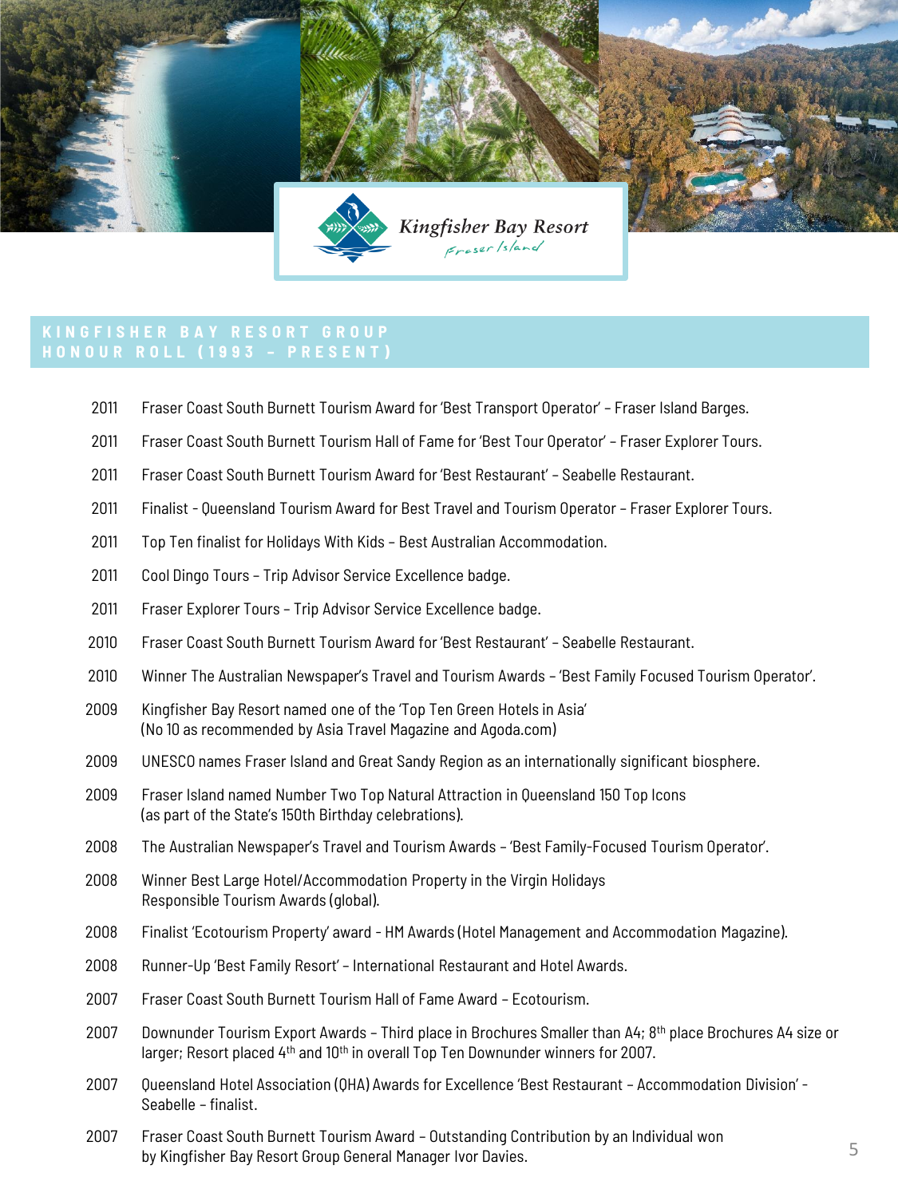Kingfisher Bay Resort
Fraser Island

## KINGFISHER BAY RESORT GROUP HONOUR ROLL (1993 – PRESENT)

| | |
|---|---|
| 2011 | Fraser Coast South Burnett Tourism Award for 'Best Transport Operator' – Fraser Island Barges. |
| 2011 | Fraser Coast South Burnett Tourism Hall of Fame for 'Best Tour Operator' – Fraser Explorer Tours. |
| 2011 | Fraser Coast South Burnett Tourism Award for 'Best Restaurant' – Seabelle Restaurant. |
| 2011 | Finalist - Queensland Tourism Award for Best Travel and Tourism Operator – Fraser Explorer Tours. |
| 2011 | Top Ten finalist for Holidays With Kids – Best Australian Accommodation. |
| 2011 | Cool Dingo Tours – Trip Advisor Service Excellence badge. |
| 2011 | Fraser Explorer Tours – Trip Advisor Service Excellence badge. |
| 2010 | Fraser Coast South Burnett Tourism Award for 'Best Restaurant' – Seabelle Restaurant. |
| 2010 | Winner The Australian Newspaper's Travel and Tourism Awards – 'Best Family Focused Tourism Operator'. |
| 2009 | Kingfisher Bay Resort named one of the 'Top Ten Green Hotels in Asia' (No 10 as recommended by Asia Travel Magazine and Agoda.com) |
| 2009 | UNESCO names Fraser Island and Great Sandy Region as an internationally significant biosphere. |
| 2009 | Fraser Island named Number Two Top Natural Attraction in Queensland 150 Top Icons (as part of the State's 150th Birthday celebrations). |
| 2008 | The Australian Newspaper's Travel and Tourism Awards – 'Best Family-Focused Tourism Operator'. |
| 2008 | Winner Best Large Hotel/Accommodation Property in the Virgin Holidays Responsible Tourism Awards (global). |
| 2008 | Finalist 'Ecotourism Property' award - HM Awards (Hotel Management and Accommodation Magazine). |
| 2008 | Runner-Up 'Best Family Resort' – International Restaurant and Hotel Awards. |
| 2007 | Fraser Coast South Burnett Tourism Hall of Fame Award – Ecotourism. |
| 2007 | Downunder Tourism Export Awards – Third place in Brochures Smaller than A4; 8th place Brochures A4 size or larger; Resort placed 4th and 10th in overall Top Ten Downunder winners for 2007. |
| 2007 | Queensland Hotel Association (QHA) Awards for Excellence 'Best Restaurant – Accommodation Division' - Seabelle – finalist. |
| 2007 | Fraser Coast South Burnett Tourism Award – Outstanding Contribution by an Individual won by Kingfisher Bay Resort Group General Manager Ivor Davies. |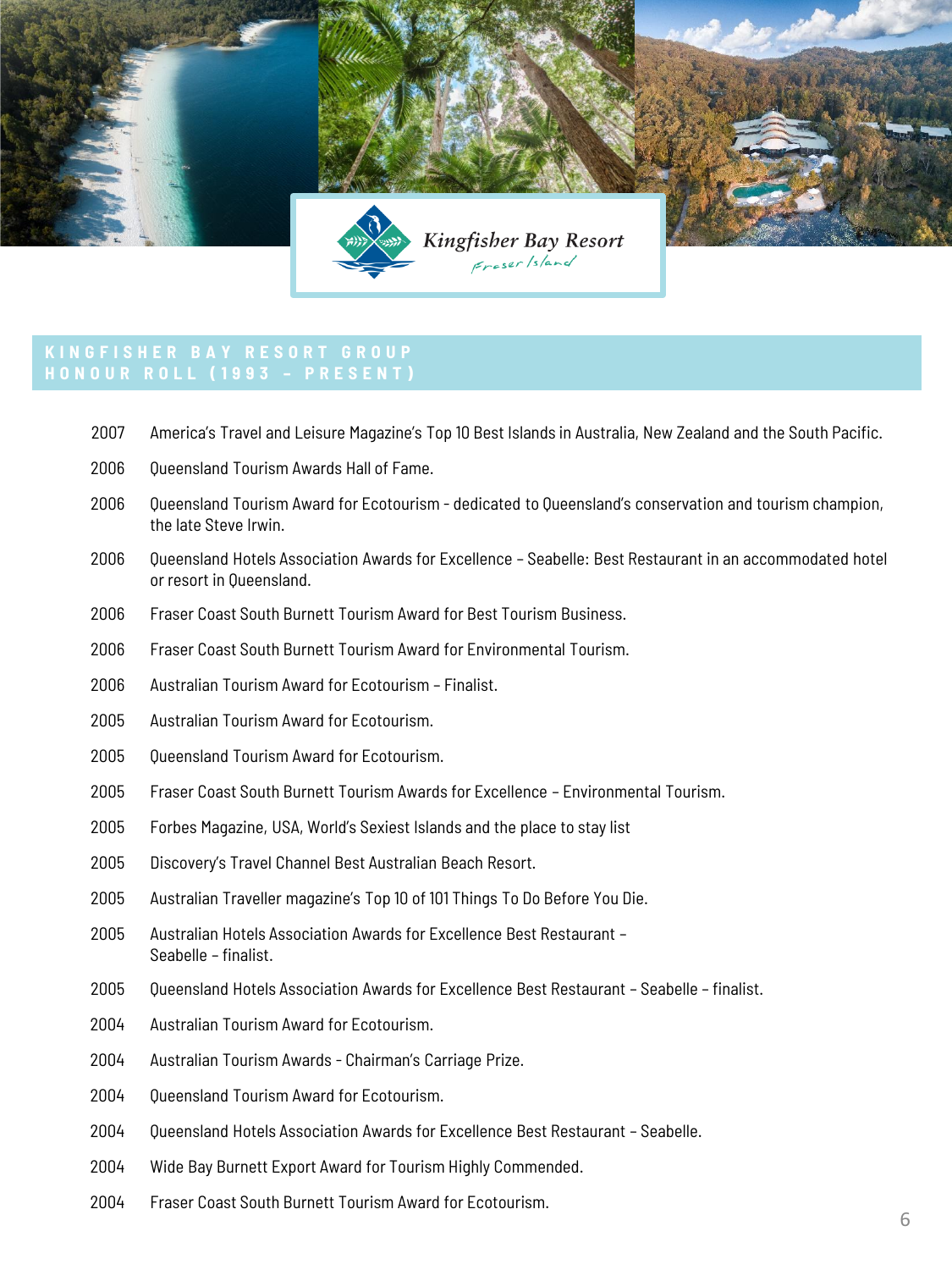Kingfisher Bay Resort

Fraser Island

## KINGFISHER BAY RESORT GROUP HONOUR ROLL (1993 – PRESENT)

2007 America's Travel and Leisure Magazine's Top 10 Best Islands in Australia, New Zealand and the South Pacific.

2006 Queensland Tourism Awards Hall of Fame.

2006 Queensland Tourism Award for Ecotourism - dedicated to Queensland's conservation and tourism champion, the late Steve Irwin.

2006 Queensland Hotels Association Awards for Excellence – Seabelle: Best Restaurant in an accommodated hotel or resort in Queensland.

2006 Fraser Coast South Burnett Tourism Award for Best Tourism Business.

2006 Fraser Coast South Burnett Tourism Award for Environmental Tourism.

2006 Australian Tourism Award for Ecotourism – Finalist.

2005 Australian Tourism Award for Ecotourism.

2005 Queensland Tourism Award for Ecotourism.

2005 Fraser Coast South Burnett Tourism Awards for Excellence – Environmental Tourism.

2005 Forbes Magazine, USA, World's Sexiest Islands and the place to stay list

2005 Discovery's Travel Channel Best Australian Beach Resort.

2005 Australian Traveller magazine's Top 10 of 101 Things To Do Before You Die.

2005 Australian Hotels Association Awards for Excellence Best Restaurant – Seabelle – finalist.

2005 Queensland Hotels Association Awards for Excellence Best Restaurant – Seabelle – finalist.

2004 Australian Tourism Award for Ecotourism.

2004 Australian Tourism Awards - Chairman's Carriage Prize.

2004 Queensland Tourism Award for Ecotourism.

2004 Queensland Hotels Association Awards for Excellence Best Restaurant – Seabelle.

2004 Wide Bay Burnett Export Award for Tourism Highly Commended.

2004 Fraser Coast South Burnett Tourism Award for Ecotourism.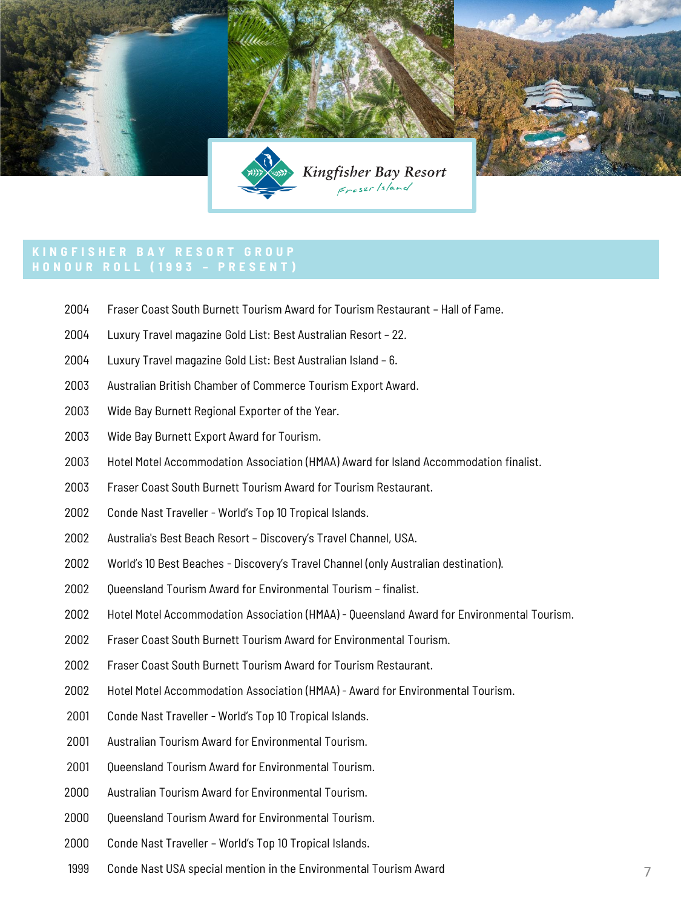Kingfisher Bay Resort

Fraser Island

## KINGFISHER BAY RESORT GROUP HONOUR ROLL (1993 – PRESENT)

2004 Fraser Coast South Burnett Tourism Award for Tourism Restaurant – Hall of Fame.

2004 Luxury Travel magazine Gold List: Best Australian Resort – 22.

2004 Luxury Travel magazine Gold List: Best Australian Island – 6.

2003 Australian British Chamber of Commerce Tourism Export Award.

2003 Wide Bay Burnett Regional Exporter of the Year.

2003 Wide Bay Burnett Export Award for Tourism.

2003 Hotel Motel Accommodation Association (HMAA) Award for Island Accommodation finalist.

2003 Fraser Coast South Burnett Tourism Award for Tourism Restaurant.

2002 Conde Nast Traveller - World's Top 10 Tropical Islands.

2002 Australia's Best Beach Resort – Discovery's Travel Channel, USA.

2002 World's 10 Best Beaches - Discovery's Travel Channel (only Australian destination).

2002 Queensland Tourism Award for Environmental Tourism – finalist.

2002 Hotel Motel Accommodation Association (HMAA) - Queensland Award for Environmental Tourism.

2002 Fraser Coast South Burnett Tourism Award for Environmental Tourism.

2002 Fraser Coast South Burnett Tourism Award for Tourism Restaurant.

2002 Hotel Motel Accommodation Association (HMAA) - Award for Environmental Tourism.

2001 Conde Nast Traveller - World's Top 10 Tropical Islands.

2001 Australian Tourism Award for Environmental Tourism.

2001 Queensland Tourism Award for Environmental Tourism.

2000 Australian Tourism Award for Environmental Tourism.

2000 Queensland Tourism Award for Environmental Tourism.

2000 Conde Nast Traveller – World's Top 10 Tropical Islands.

1999 Conde Nast USA special mention in the Environmental Tourism Award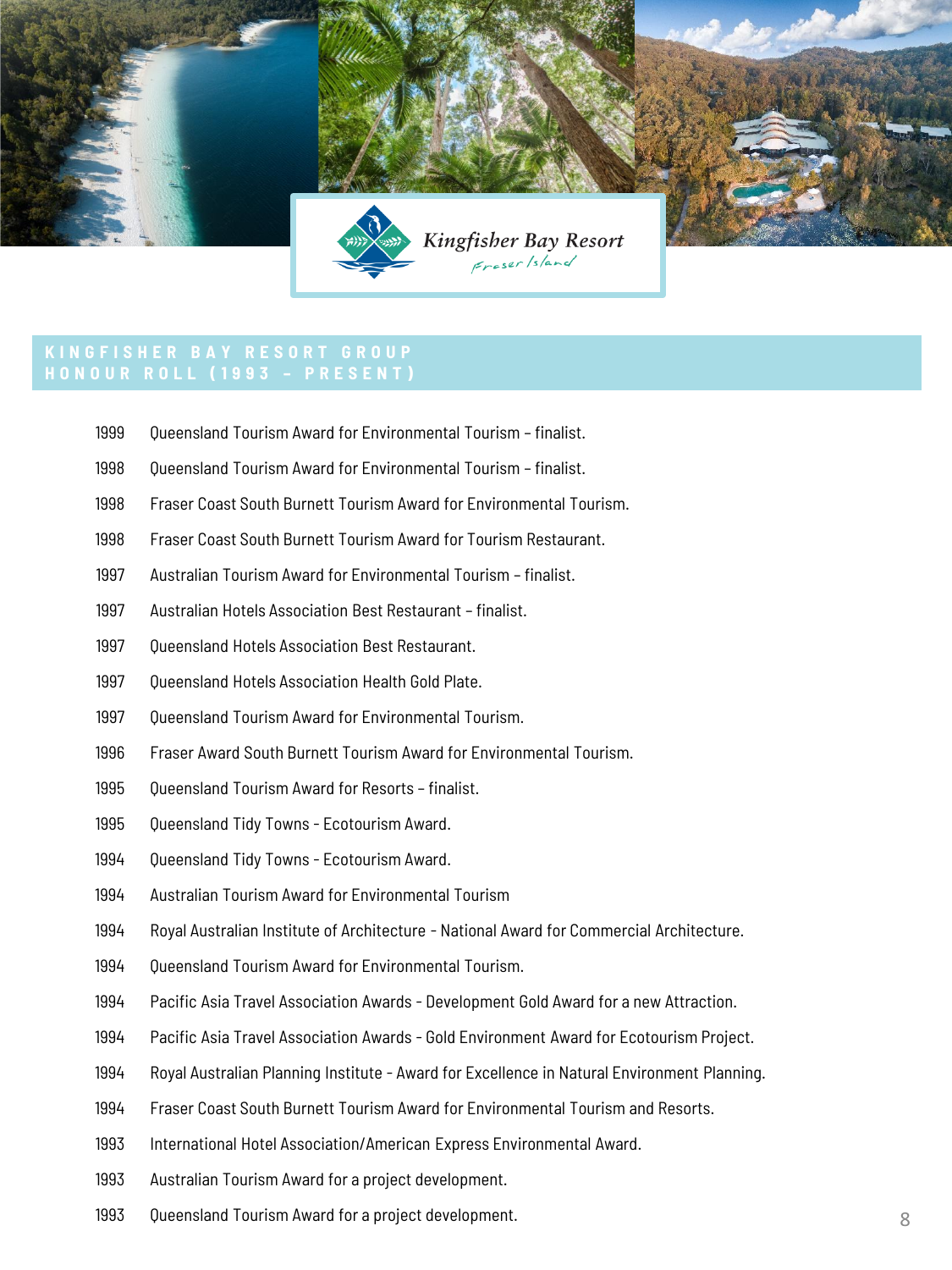Kingfisher Bay Resort
Fraser Island

## KINGFISHER BAY RESORT GROUP HONOUR ROLL (1993 – PRESENT)

| | |
|---|---|
| 1999 | Queensland Tourism Award for Environmental Tourism – finalist. |
| 1998 | Queensland Tourism Award for Environmental Tourism – finalist. |
| 1998 | Fraser Coast South Burnett Tourism Award for Environmental Tourism. |
| 1998 | Fraser Coast South Burnett Tourism Award for Tourism Restaurant. |
| 1997 | Australian Tourism Award for Environmental Tourism – finalist. |
| 1997 | Australian Hotels Association Best Restaurant – finalist. |
| 1997 | Queensland Hotels Association Best Restaurant. |
| 1997 | Queensland Hotels Association Health Gold Plate. |
| 1997 | Queensland Tourism Award for Environmental Tourism. |
| 1996 | Fraser Award South Burnett Tourism Award for Environmental Tourism. |
| 1995 | Queensland Tourism Award for Resorts – finalist. |
| 1995 | Queensland Tidy Towns - Ecotourism Award. |
| 1994 | Queensland Tidy Towns - Ecotourism Award. |
| 1994 | Australian Tourism Award for Environmental Tourism |
| 1994 | Royal Australian Institute of Architecture - National Award for Commercial Architecture. |
| 1994 | Queensland Tourism Award for Environmental Tourism. |
| 1994 | Pacific Asia Travel Association Awards - Development Gold Award for a new Attraction. |
| 1994 | Pacific Asia Travel Association Awards - Gold Environment Award for Ecotourism Project. |
| 1994 | Royal Australian Planning Institute - Award for Excellence in Natural Environment Planning. |
| 1994 | Fraser Coast South Burnett Tourism Award for Environmental Tourism and Resorts. |
| 1993 | International Hotel Association/American Express Environmental Award. |
| 1993 | Australian Tourism Award for a project development. |
| 1993 | Queensland Tourism Award for a project development. |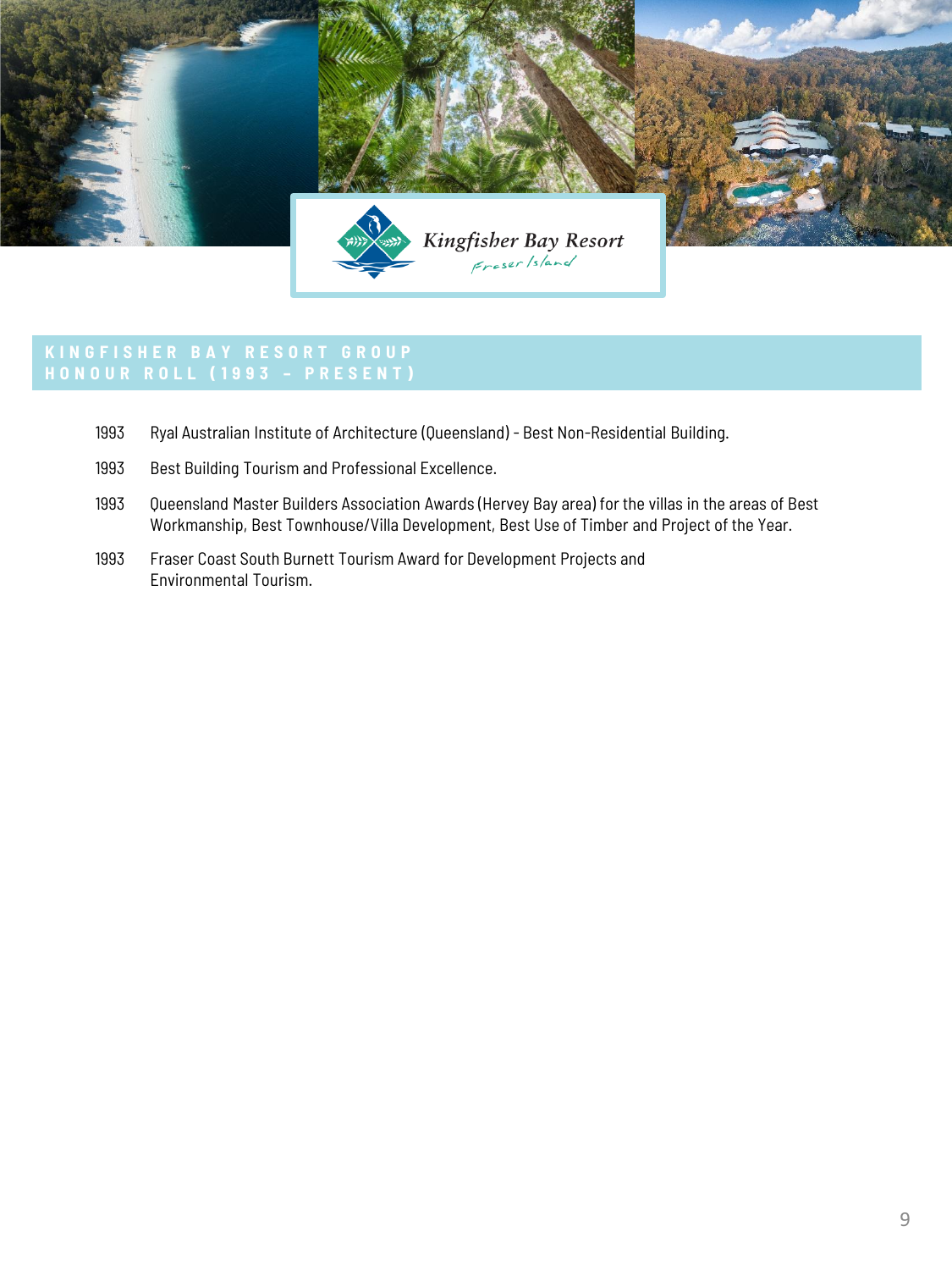Kingfisher Bay Resort
Fraser Island

# KINGFISHER BAY RESORT GROUP HONOUR ROLL (1993 – PRESENT)

1993 Ryal Australian Institute of Architecture (Queensland) - Best Non-Residential Building.

1993 Best Building Tourism and Professional Excellence.

1993 Queensland Master Builders Association Awards (Hervey Bay area) for the villas in the areas of Best Workmanship, Best Townhouse/Villa Development, Best Use of Timber and Project of the Year.

1993 Fraser Coast South Burnett Tourism Award for Development Projects and Environmental Tourism.